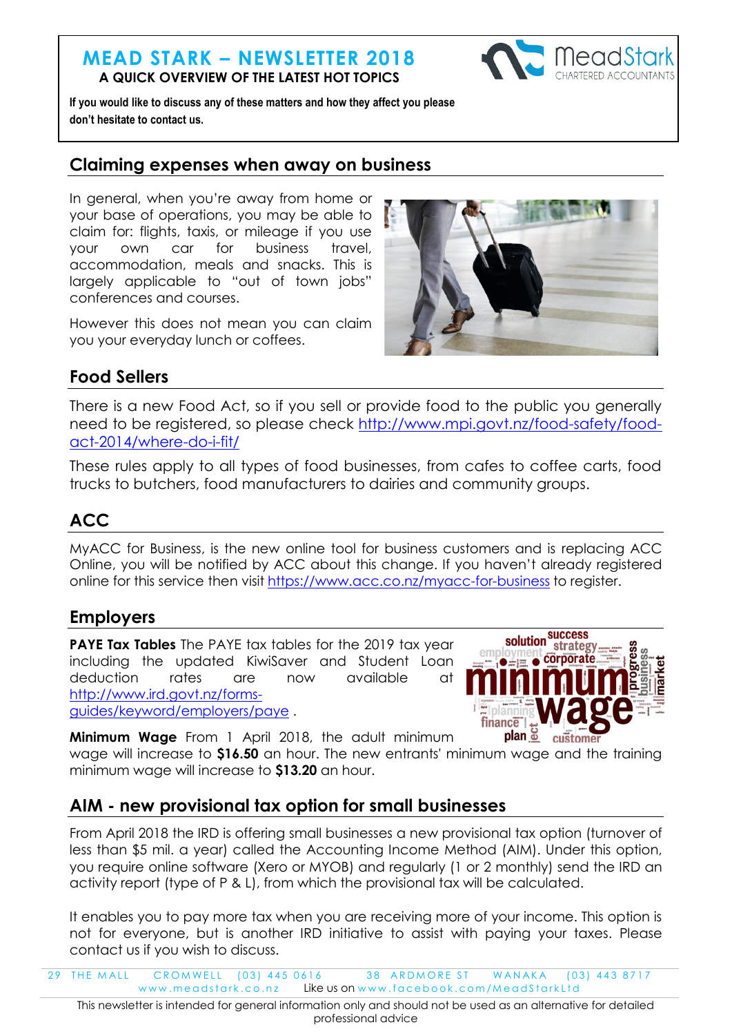# MEAD STARK – NEWSLETTER 2018

**A QUICK OVERVIEW OF THE LATEST HOT TOPICS**

**If you would like to discuss any of these matters and how they affect you please don't hesitate to contact us.**

## Claiming expenses when away on business

In general, when you're away from home or your base of operations, you may be able to claim for: flights, taxis, or mileage if you use your own car for business travel, accommodation, meals and snacks. This is largely applicable to "out of town jobs" conferences and courses.

However this does not mean you can claim you your everyday lunch or coffees.

## Food Sellers

There is a new Food Act, so if you sell or provide food to the public you generally need to be registered, so please check http://www.mpi.govt.nz/food-safety/food-act-2014/where-do-i-fit/

These rules apply to all types of food businesses, from cafes to coffee carts, food trucks to butchers, food manufacturers to dairies and community groups.

## ACC

MyACC for Business, is the new online tool for business customers and is replacing ACC Online, you will be notified by ACC about this change. If you haven't already registered online for this service then visit https://www.acc.co.nz/myacc-for-business to register.

## Employers

**PAYE Tax Tables** The PAYE tax tables for the 2019 tax year including the updated KiwiSaver and Student Loan deduction rates are now available at http://www.ird.govt.nz/forms-guides/keyword/employers/paye .

**Minimum Wage** From 1 April 2018, the adult minimum wage will increase to **$16.50** an hour. The new entrants' minimum wage and the training minimum wage will increase to **$13.20** an hour.

## AIM - new provisional tax option for small businesses

From April 2018 the IRD is offering small businesses a new provisional tax option (turnover of less than $5 mil. a year) called the Accounting Income Method (AIM). Under this option, you require online software (Xero or MYOB) and regularly (1 or 2 monthly) send the IRD an activity report (type of P & L), from which the provisional tax will be calculated.

It enables you to pay more tax when you are receiving more of your income. This option is not for everyone, but is another IRD initiative to assist with paying your taxes. Please contact us if you wish to discuss.

29 THE MALL CROMWELL (03) 445 0616 38 ARDMORE ST WANAKA (03) 443 8717
www.meadstark.co.nz Like us on www.facebook.com/MeadStarkLtd

This newsletter is intended for general information only and should not be used as an alternative for detailed professional advice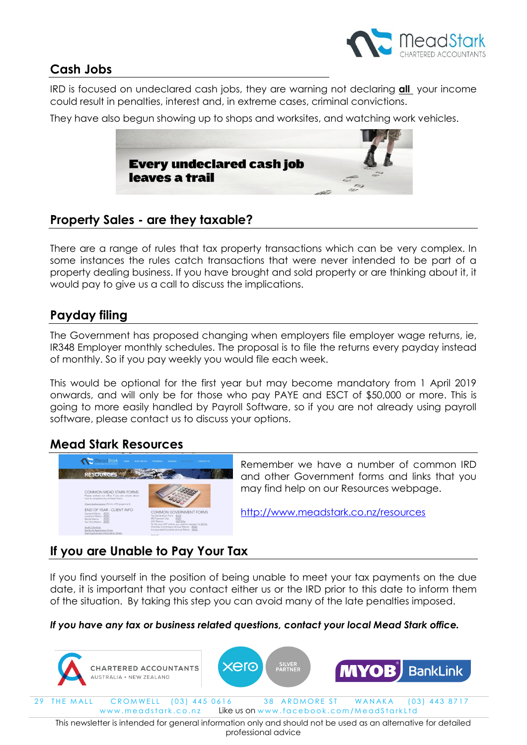## Cash Jobs

IRD is focused on undeclared cash jobs, they are warning not declaring **all** your income could result in penalties, interest and, in extreme cases, criminal convictions.

They have also begun showing up to shops and worksites, and watching work vehicles.

**Every undeclared cash job leaves a trail**

## Property Sales - are they taxable?

There are a range of rules that tax property transactions which can be very complex. In some instances the rules catch transactions that were never intended to be part of a property dealing business. If you have brought and sold property or are thinking about it, it would pay to give us a call to discuss the implications.

## Payday filing

The Government has proposed changing when employers file employer wage returns, ie, IR348 Employer monthly schedules. The proposal is to file the returns every payday instead of monthly. So if you pay weekly you would file each week.

This would be optional for the first year but may become mandatory from 1 April 2019 onwards, and will only be for those who pay PAYE and ESCT of $50,000 or more. This is going to more easily handled by Payroll Software, so if you are not already using payroll software, please contact us to discuss your options.

## Mead Stark Resources

Remember we have a number of common IRD and other Government forms and links that you may find help on our Resources webpage.

http://www.meadstark.co.nz/resources

## If you are Unable to Pay Your Tax

If you find yourself in the position of being unable to meet your tax payments on the due date, it is important that you contact either us or the IRD prior to this date to inform them of the situation. By taking this step you can avoid many of the late penalties imposed.

***If you have any tax or business related questions, contact your local Mead Stark office.***

29 THE MALL CROMWELL (03) 445 0616 38 ARDMORE ST WANAKA (03) 443 8717
www.meadstark.co.nz Like us on www.facebook.com/MeadStarkLtd

This newsletter is intended for general information only and should not be used as an alternative for detailed professional advice